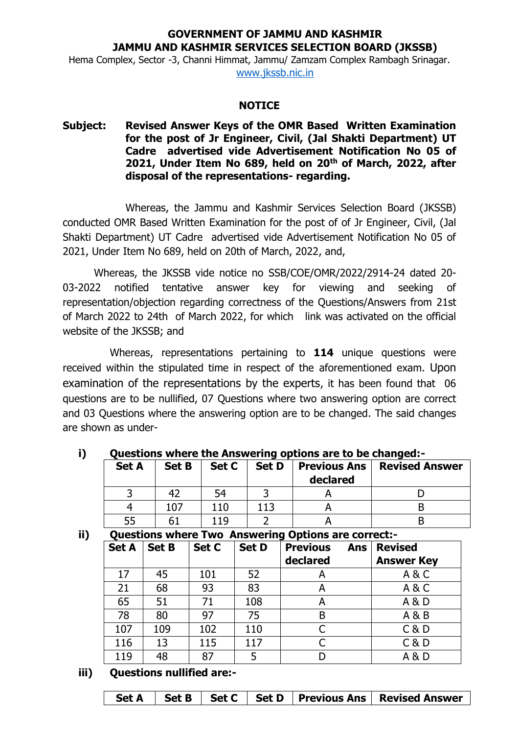**GOVERNMENT OF JAMMU AND KASHMIR**
**JAMMU AND KASHMIR SERVICES SELECTION BOARD (JKSSB)**

Hema Complex, Sector -3, Channi Himmat, Jammu/ Zamzam Complex Rambagh Srinagar.
www.jkssb.nic.in

## NOTICE

**Subject: Revised Answer Keys of the OMR Based Written Examination for the post of Jr Engineer, Civil, (Jal Shakti Department) UT Cadre advertised vide Advertisement Notification No 05 of 2021, Under Item No 689, held on 20th of March, 2022, after disposal of the representations- regarding.**

Whereas, the Jammu and Kashmir Services Selection Board (JKSSB) conducted OMR Based Written Examination for the post of of Jr Engineer, Civil, (Jal Shakti Department) UT Cadre advertised vide Advertisement Notification No 05 of 2021, Under Item No 689, held on 20th of March, 2022, and,

Whereas, the JKSSB vide notice no SSB/COE/OMR/2022/2914-24 dated 20-03-2022 notified tentative answer key for viewing and seeking of representation/objection regarding correctness of the Questions/Answers from 21st of March 2022 to 24th of March 2022, for which link was activated on the official website of the JKSSB; and

Whereas, representations pertaining to **114** unique questions were received within the stipulated time in respect of the aforementioned exam. Upon examination of the representations by the experts, it has been found that 06 questions are to be nullified, 07 Questions where two answering option are correct and 03 Questions where the answering option are to be changed. The said changes are shown as under-

**i) Questions where the Answering options are to be changed:-**

| Set A | Set B | Set C | Set D | Previous Ans declared | Revised Answer |
|---|---|---|---|---|---|
| 3 | 42 | 54 | 3 | A | D |
| 4 | 107 | 110 | 113 | A | B |
| 55 | 61 | 119 | 2 | A | B |

**ii) Questions where Two Answering Options are correct:-**

| Set A | Set B | Set C | Set D | Previous Ans declared | Revised Answer Key |
|---|---|---|---|---|---|
| 17 | 45 | 101 | 52 | A | A & C |
| 21 | 68 | 93 | 83 | A | A & C |
| 65 | 51 | 71 | 108 | A | A & D |
| 78 | 80 | 97 | 75 | B | A & B |
| 107 | 109 | 102 | 110 | C | C & D |
| 116 | 13 | 115 | 117 | C | C & D |
| 119 | 48 | 87 | 5 | D | A & D |

**iii) Questions nullified are:-**

| Set A | Set B | Set C | Set D | Previous Ans | Revised Answer |
|---|---|---|---|---|---|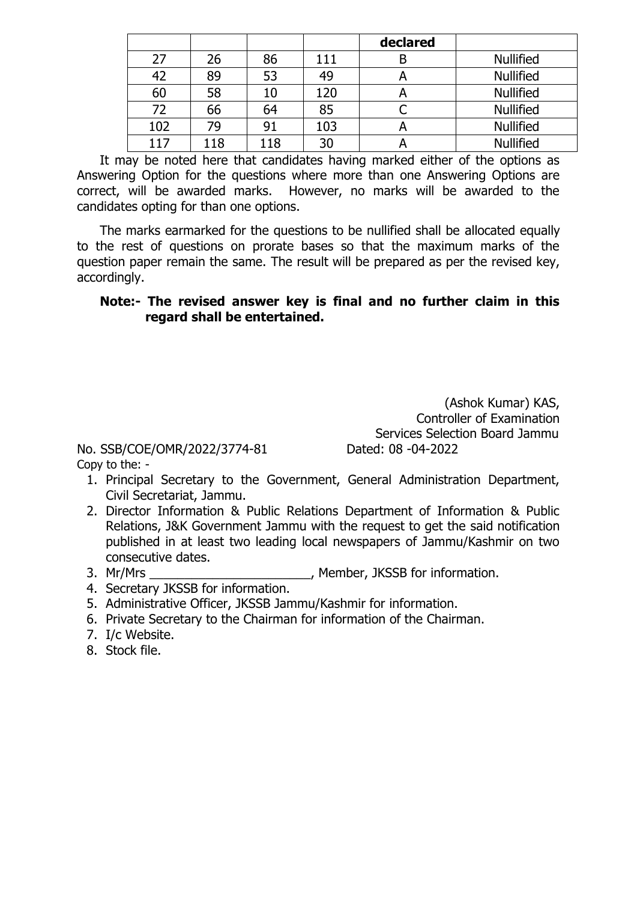| | | | | | |
|---|---|---|---|---|---|
| | | | | declared | |
| 27 | 26 | 86 | 111 | B | Nullified |
| 42 | 89 | 53 | 49 | A | Nullified |
| 60 | 58 | 10 | 120 | A | Nullified |
| 72 | 66 | 64 | 85 | C | Nullified |
| 102 | 79 | 91 | 103 | A | Nullified |
| 117 | 118 | 118 | 30 | A | Nullified |

It may be noted here that candidates having marked either of the options as Answering Option for the questions where more than one Answering Options are correct, will be awarded marks. However, no marks will be awarded to the candidates opting for than one options.

The marks earmarked for the questions to be nullified shall be allocated equally to the rest of questions on prorate bases so that the maximum marks of the question paper remain the same. The result will be prepared as per the revised key, accordingly.

**Note:- The revised answer key is final and no further claim in this regard shall be entertained.**

(Ashok Kumar) KAS,
Controller of Examination
Services Selection Board Jammu

No. SSB/COE/OMR/2022/3774-81 Dated: 08 -04-2022

Copy to the: -

1. Principal Secretary to the Government, General Administration Department, Civil Secretariat, Jammu.
2. Director Information & Public Relations Department of Information & Public Relations, J&K Government Jammu with the request to get the said notification published in at least two leading local newspapers of Jammu/Kashmir on two consecutive dates.
3. Mr/Mrs _______________________, Member, JKSSB for information.
4. Secretary JKSSB for information.
5. Administrative Officer, JKSSB Jammu/Kashmir for information.
6. Private Secretary to the Chairman for information of the Chairman.
7. I/c Website.
8. Stock file.